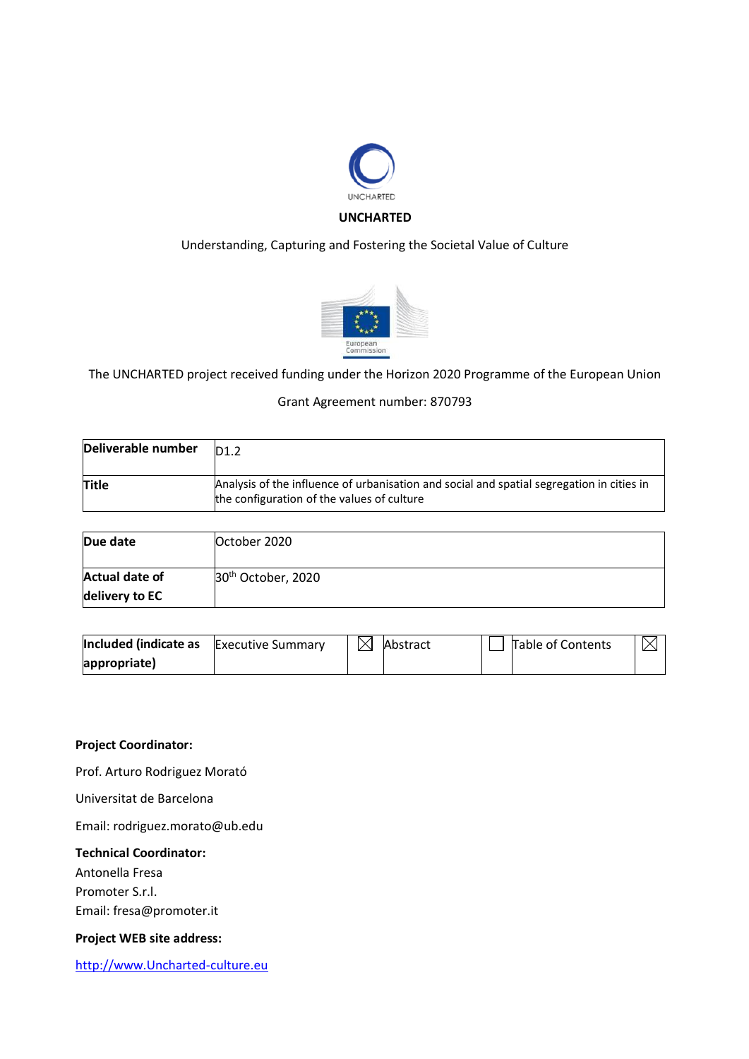UNCHARTED

**UNCHARTED**

Understanding, Capturing and Fostering the Societal Value of Culture

European Commission

The UNCHARTED project received funding under the Horizon 2020 Programme of the European Union

Grant Agreement number: 870793

| **Deliverable number** | D1.2 |
| --- | --- |
| **Title** | Analysis of the influence of urbanisation and social and spatial segregation in cities in the configuration of the values of culture |

| **Due date** | October 2020 |
| --- | --- |
| **Actual date of delivery to EC** | 30th October, 2020 |

| **Included (indicate as appropriate)** | Executive Summary | ☒ | Abstract | ☐ | Table of Contents | ☒ |
| --- | --- | --- | --- | --- | --- | --- |

**Project Coordinator:**

Prof. Arturo Rodriguez Morató

Universitat de Barcelona

Email: rodriguez.morato@ub.edu

**Technical Coordinator:**

Antonella Fresa

Promoter S.r.l.

Email: fresa@promoter.it

**Project WEB site address:**

http://www.Uncharted-culture.eu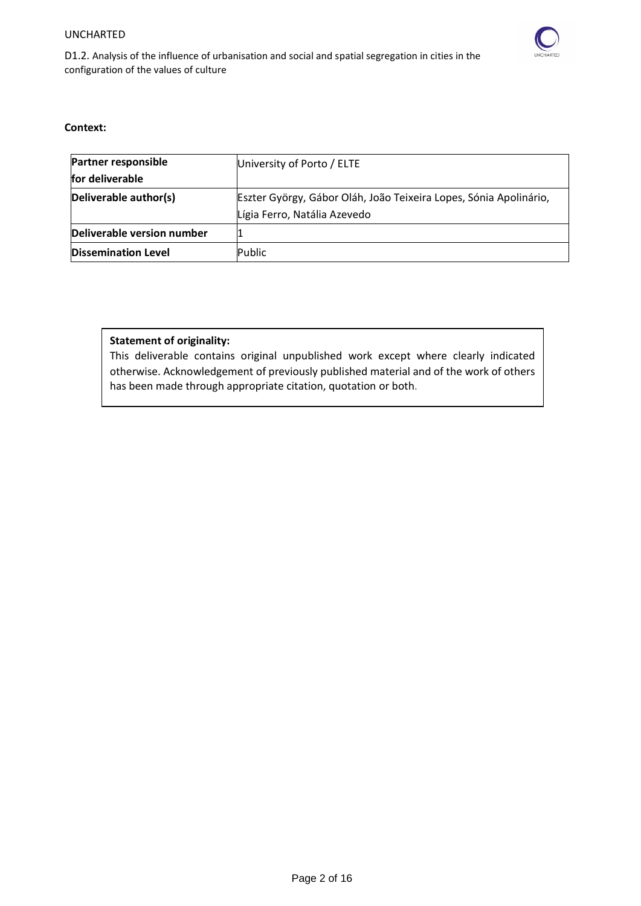**Context:**

| **Partner responsible for deliverable** | University of Porto / ELTE |
| --- | --- |
| **Deliverable author(s)** | Eszter György, Gábor Oláh, João Teixeira Lopes, Sónia Apolinário, Lígia Ferro, Natália Azevedo |
| **Deliverable version number** | 1 |
| **Dissemination Level** | Public |

**Statement of originality:**

This deliverable contains original unpublished work except where clearly indicated otherwise. Acknowledgement of previously published material and of the work of others has been made through appropriate citation, quotation or both.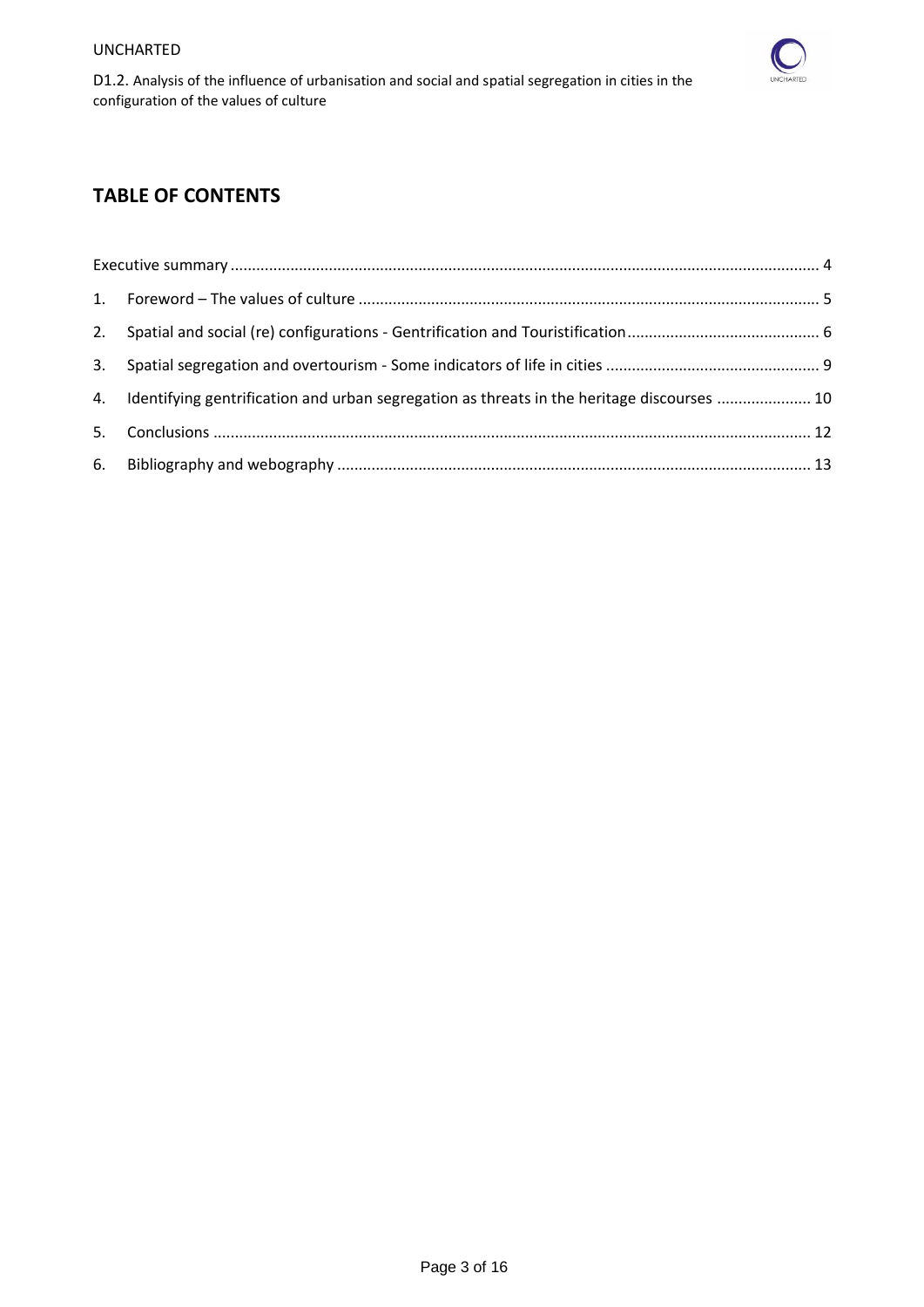## TABLE OF CONTENTS

Executive summary ........................................................................................................................................ 4

1. Foreword – The values of culture .......................................................................................................... 5
2. Spatial and social (re) configurations - Gentrification and Touristification ............................................ 6
3. Spatial segregation and overtourism - Some indicators of life in cities ................................................. 9
4. Identifying gentrification and urban segregation as threats in the heritage discourses ...................... 10
5. Conclusions .......................................................................................................................................... 12
6. Bibliography and webography ............................................................................................................. 13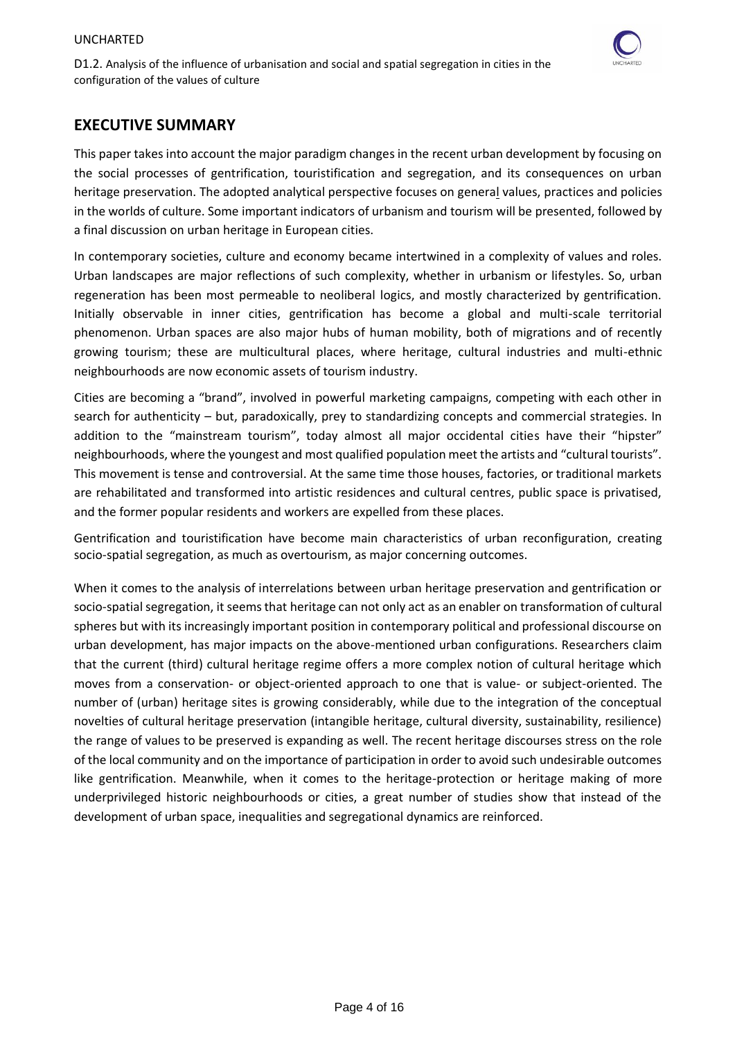## EXECUTIVE SUMMARY

This paper takes into account the major paradigm changes in the recent urban development by focusing on the social processes of gentrification, touristification and segregation, and its consequences on urban heritage preservation. The adopted analytical perspective focuses on general values, practices and policies in the worlds of culture. Some important indicators of urbanism and tourism will be presented, followed by a final discussion on urban heritage in European cities.

In contemporary societies, culture and economy became intertwined in a complexity of values and roles. Urban landscapes are major reflections of such complexity, whether in urbanism or lifestyles. So, urban regeneration has been most permeable to neoliberal logics, and mostly characterized by gentrification. Initially observable in inner cities, gentrification has become a global and multi-scale territorial phenomenon. Urban spaces are also major hubs of human mobility, both of migrations and of recently growing tourism; these are multicultural places, where heritage, cultural industries and multi-ethnic neighbourhoods are now economic assets of tourism industry.

Cities are becoming a "brand", involved in powerful marketing campaigns, competing with each other in search for authenticity – but, paradoxically, prey to standardizing concepts and commercial strategies. In addition to the "mainstream tourism", today almost all major occidental cities have their "hipster" neighbourhoods, where the youngest and most qualified population meet the artists and "cultural tourists". This movement is tense and controversial. At the same time those houses, factories, or traditional markets are rehabilitated and transformed into artistic residences and cultural centres, public space is privatised, and the former popular residents and workers are expelled from these places.

Gentrification and touristification have become main characteristics of urban reconfiguration, creating socio-spatial segregation, as much as overtourism, as major concerning outcomes.

When it comes to the analysis of interrelations between urban heritage preservation and gentrification or socio-spatial segregation, it seems that heritage can not only act as an enabler on transformation of cultural spheres but with its increasingly important position in contemporary political and professional discourse on urban development, has major impacts on the above-mentioned urban configurations. Researchers claim that the current (third) cultural heritage regime offers a more complex notion of cultural heritage which moves from a conservation- or object-oriented approach to one that is value- or subject-oriented. The number of (urban) heritage sites is growing considerably, while due to the integration of the conceptual novelties of cultural heritage preservation (intangible heritage, cultural diversity, sustainability, resilience) the range of values to be preserved is expanding as well. The recent heritage discourses stress on the role of the local community and on the importance of participation in order to avoid such undesirable outcomes like gentrification. Meanwhile, when it comes to the heritage-protection or heritage making of more underprivileged historic neighbourhoods or cities, a great number of studies show that instead of the development of urban space, inequalities and segregational dynamics are reinforced.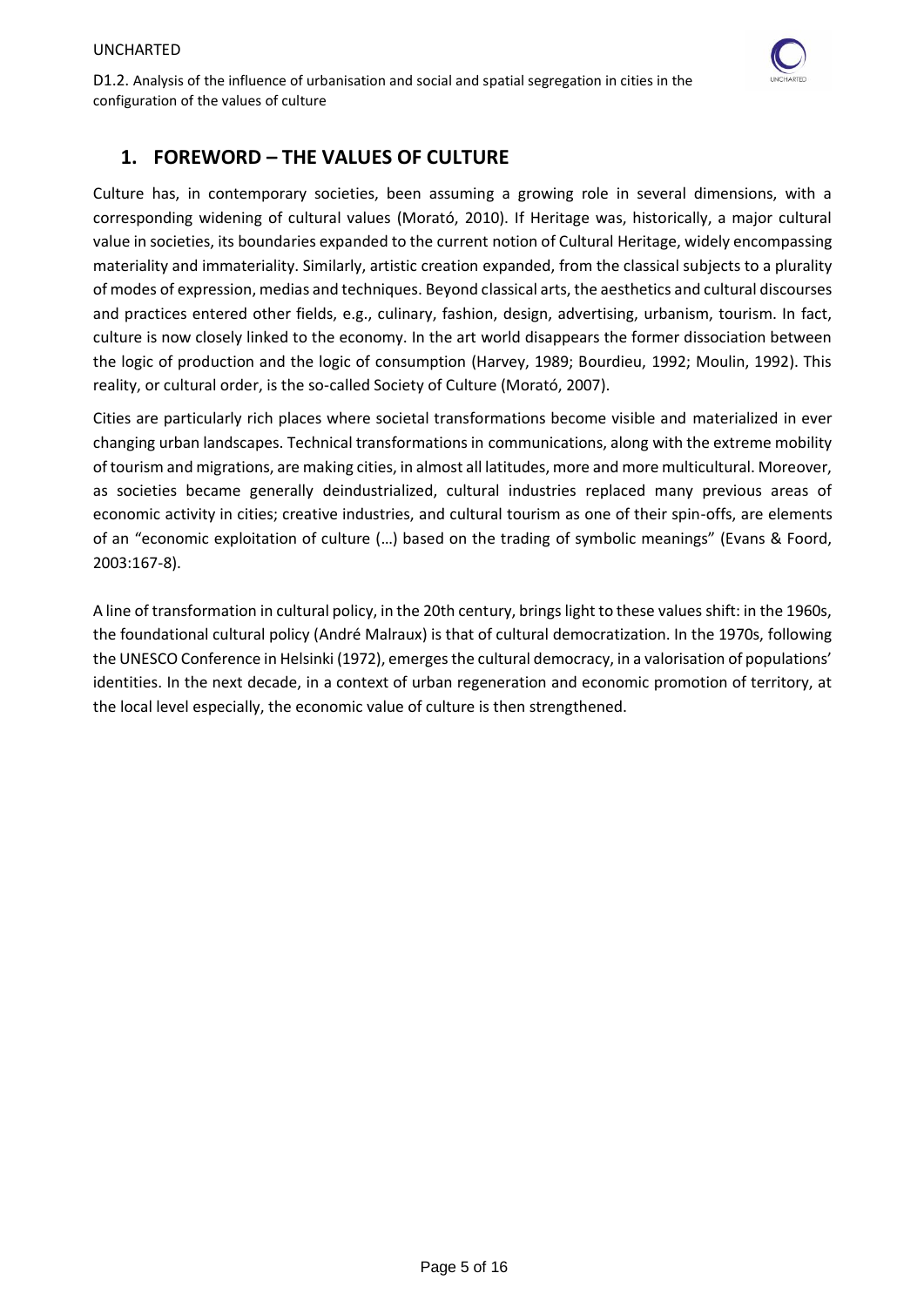## 1. FOREWORD – THE VALUES OF CULTURE

Culture has, in contemporary societies, been assuming a growing role in several dimensions, with a corresponding widening of cultural values (Morató, 2010). If Heritage was, historically, a major cultural value in societies, its boundaries expanded to the current notion of Cultural Heritage, widely encompassing materiality and immateriality. Similarly, artistic creation expanded, from the classical subjects to a plurality of modes of expression, medias and techniques. Beyond classical arts, the aesthetics and cultural discourses and practices entered other fields, e.g., culinary, fashion, design, advertising, urbanism, tourism. In fact, culture is now closely linked to the economy. In the art world disappears the former dissociation between the logic of production and the logic of consumption (Harvey, 1989; Bourdieu, 1992; Moulin, 1992). This reality, or cultural order, is the so-called Society of Culture (Morató, 2007).

Cities are particularly rich places where societal transformations become visible and materialized in ever changing urban landscapes. Technical transformations in communications, along with the extreme mobility of tourism and migrations, are making cities, in almost all latitudes, more and more multicultural. Moreover, as societies became generally deindustrialized, cultural industries replaced many previous areas of economic activity in cities; creative industries, and cultural tourism as one of their spin-offs, are elements of an "economic exploitation of culture (…) based on the trading of symbolic meanings" (Evans & Foord, 2003:167-8).

A line of transformation in cultural policy, in the 20th century, brings light to these values shift: in the 1960s, the foundational cultural policy (André Malraux) is that of cultural democratization. In the 1970s, following the UNESCO Conference in Helsinki (1972), emerges the cultural democracy, in a valorisation of populations' identities. In the next decade, in a context of urban regeneration and economic promotion of territory, at the local level especially, the economic value of culture is then strengthened.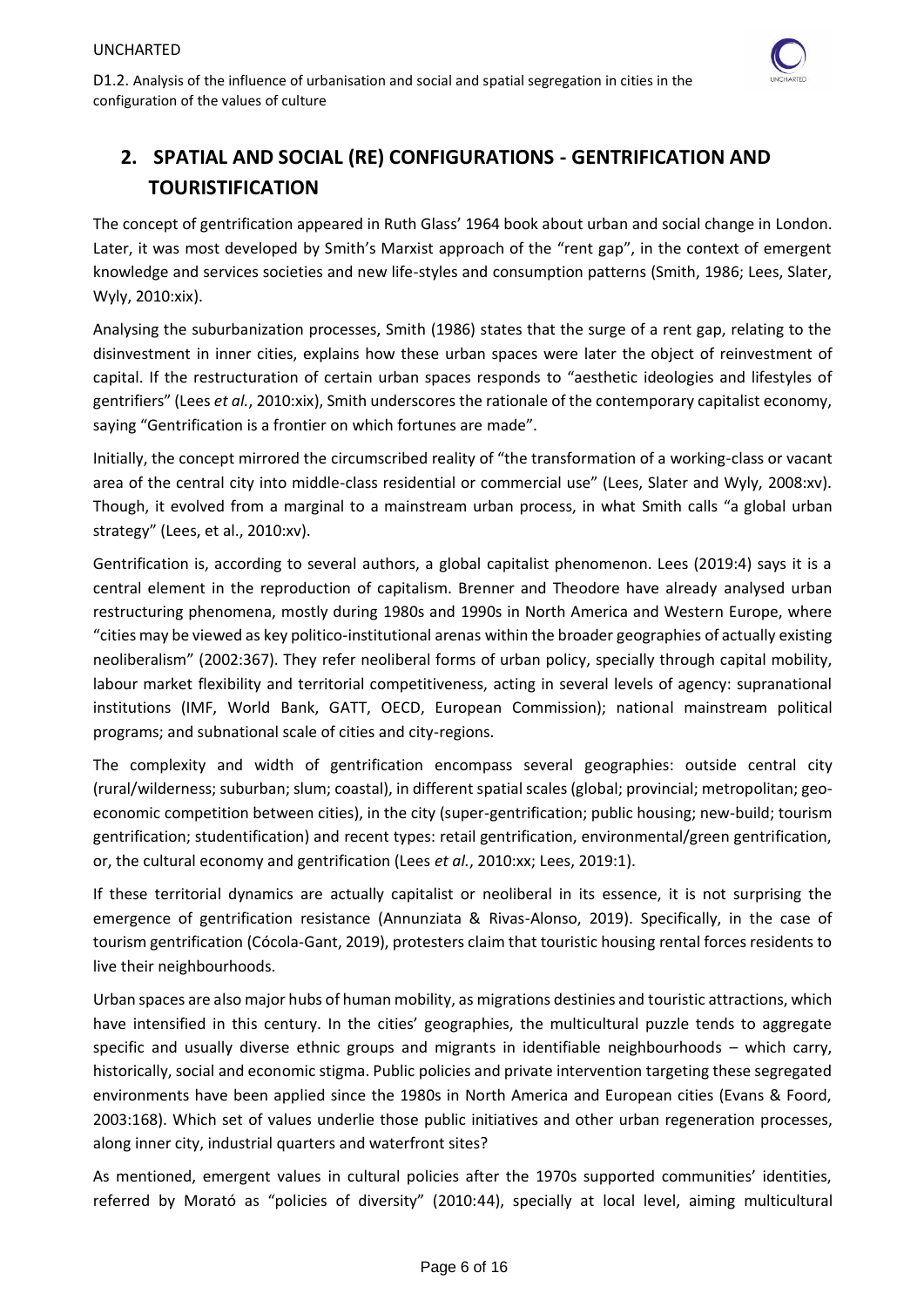## 2. SPATIAL AND SOCIAL (RE) CONFIGURATIONS - GENTRIFICATION AND TOURISTIFICATION

The concept of gentrification appeared in Ruth Glass' 1964 book about urban and social change in London. Later, it was most developed by Smith's Marxist approach of the "rent gap", in the context of emergent knowledge and services societies and new life-styles and consumption patterns (Smith, 1986; Lees, Slater, Wyly, 2010:xix).

Analysing the suburbanization processes, Smith (1986) states that the surge of a rent gap, relating to the disinvestment in inner cities, explains how these urban spaces were later the object of reinvestment of capital. If the restructuration of certain urban spaces responds to "aesthetic ideologies and lifestyles of gentrifiers" (Lees *et al.*, 2010:xix), Smith underscores the rationale of the contemporary capitalist economy, saying "Gentrification is a frontier on which fortunes are made".

Initially, the concept mirrored the circumscribed reality of "the transformation of a working-class or vacant area of the central city into middle-class residential or commercial use" (Lees, Slater and Wyly, 2008:xv). Though, it evolved from a marginal to a mainstream urban process, in what Smith calls "a global urban strategy" (Lees, et al., 2010:xv).

Gentrification is, according to several authors, a global capitalist phenomenon. Lees (2019:4) says it is a central element in the reproduction of capitalism. Brenner and Theodore have already analysed urban restructuring phenomena, mostly during 1980s and 1990s in North America and Western Europe, where "cities may be viewed as key politico-institutional arenas within the broader geographies of actually existing neoliberalism" (2002:367). They refer neoliberal forms of urban policy, specially through capital mobility, labour market flexibility and territorial competitiveness, acting in several levels of agency: supranational institutions (IMF, World Bank, GATT, OECD, European Commission); national mainstream political programs; and subnational scale of cities and city-regions.

The complexity and width of gentrification encompass several geographies: outside central city (rural/wilderness; suburban; slum; coastal), in different spatial scales (global; provincial; metropolitan; geo-economic competition between cities), in the city (super-gentrification; public housing; new-build; tourism gentrification; studentification) and recent types: retail gentrification, environmental/green gentrification, or, the cultural economy and gentrification (Lees *et al.*, 2010:xx; Lees, 2019:1).

If these territorial dynamics are actually capitalist or neoliberal in its essence, it is not surprising the emergence of gentrification resistance (Annunziata & Rivas-Alonso, 2019). Specifically, in the case of tourism gentrification (Cócola-Gant, 2019), protesters claim that touristic housing rental forces residents to live their neighbourhoods.

Urban spaces are also major hubs of human mobility, as migrations destinies and touristic attractions, which have intensified in this century. In the cities' geographies, the multicultural puzzle tends to aggregate specific and usually diverse ethnic groups and migrants in identifiable neighbourhoods – which carry, historically, social and economic stigma. Public policies and private intervention targeting these segregated environments have been applied since the 1980s in North America and European cities (Evans & Foord, 2003:168). Which set of values underlie those public initiatives and other urban regeneration processes, along inner city, industrial quarters and waterfront sites?

As mentioned, emergent values in cultural policies after the 1970s supported communities' identities, referred by Morató as "policies of diversity" (2010:44), specially at local level, aiming multicultural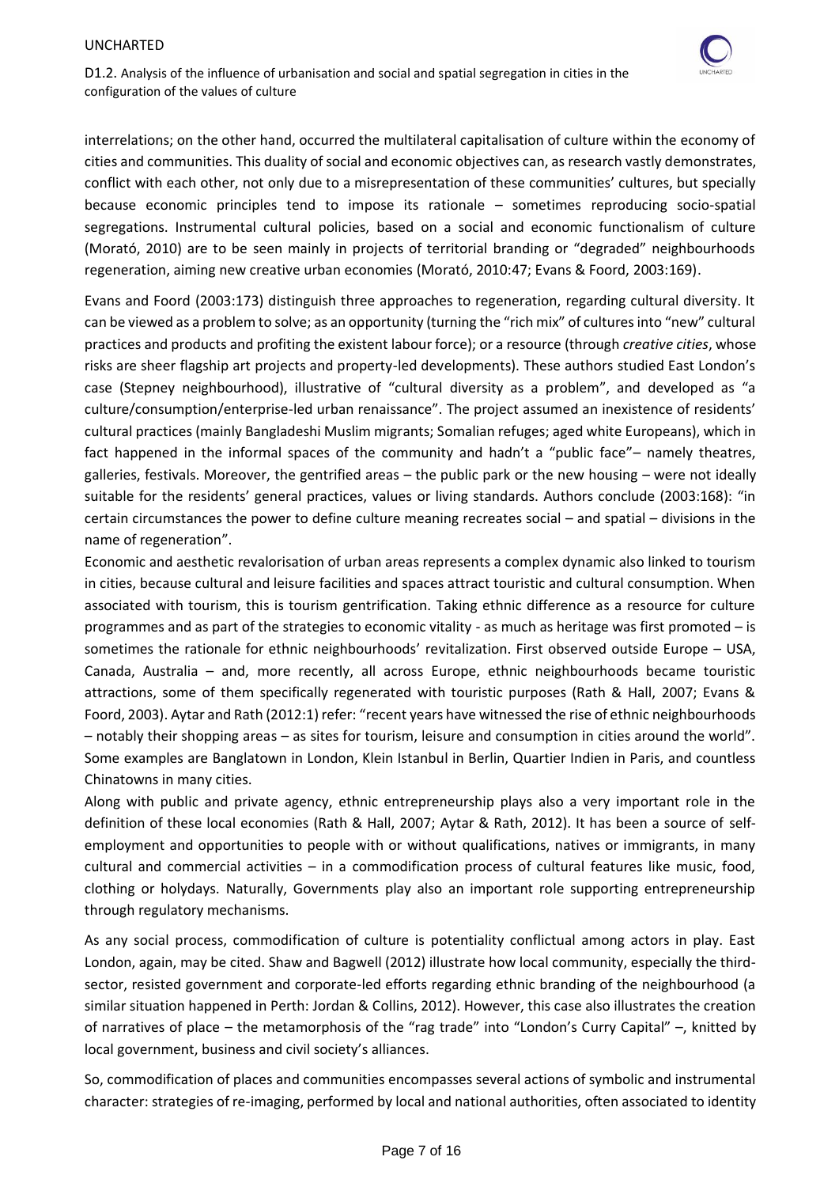interrelations; on the other hand, occurred the multilateral capitalisation of culture within the economy of cities and communities. This duality of social and economic objectives can, as research vastly demonstrates, conflict with each other, not only due to a misrepresentation of these communities' cultures, but specially because economic principles tend to impose its rationale – sometimes reproducing socio-spatial segregations. Instrumental cultural policies, based on a social and economic functionalism of culture (Morató, 2010) are to be seen mainly in projects of territorial branding or "degraded" neighbourhoods regeneration, aiming new creative urban economies (Morató, 2010:47; Evans & Foord, 2003:169).

Evans and Foord (2003:173) distinguish three approaches to regeneration, regarding cultural diversity. It can be viewed as a problem to solve; as an opportunity (turning the "rich mix" of cultures into "new" cultural practices and products and profiting the existent labour force); or a resource (through *creative cities*, whose risks are sheer flagship art projects and property-led developments). These authors studied East London's case (Stepney neighbourhood), illustrative of "cultural diversity as a problem", and developed as "a culture/consumption/enterprise-led urban renaissance". The project assumed an inexistence of residents' cultural practices (mainly Bangladeshi Muslim migrants; Somalian refuges; aged white Europeans), which in fact happened in the informal spaces of the community and hadn't a "public face"– namely theatres, galleries, festivals. Moreover, the gentrified areas – the public park or the new housing – were not ideally suitable for the residents' general practices, values or living standards. Authors conclude (2003:168): "in certain circumstances the power to define culture meaning recreates social – and spatial – divisions in the name of regeneration".

Economic and aesthetic revalorisation of urban areas represents a complex dynamic also linked to tourism in cities, because cultural and leisure facilities and spaces attract touristic and cultural consumption. When associated with tourism, this is tourism gentrification. Taking ethnic difference as a resource for culture programmes and as part of the strategies to economic vitality - as much as heritage was first promoted – is sometimes the rationale for ethnic neighbourhoods' revitalization. First observed outside Europe – USA, Canada, Australia – and, more recently, all across Europe, ethnic neighbourhoods became touristic attractions, some of them specifically regenerated with touristic purposes (Rath & Hall, 2007; Evans & Foord, 2003). Aytar and Rath (2012:1) refer: "recent years have witnessed the rise of ethnic neighbourhoods – notably their shopping areas – as sites for tourism, leisure and consumption in cities around the world". Some examples are Banglatown in London, Klein Istanbul in Berlin, Quartier Indien in Paris, and countless Chinatowns in many cities.

Along with public and private agency, ethnic entrepreneurship plays also a very important role in the definition of these local economies (Rath & Hall, 2007; Aytar & Rath, 2012). It has been a source of self-employment and opportunities to people with or without qualifications, natives or immigrants, in many cultural and commercial activities – in a commodification process of cultural features like music, food, clothing or holydays. Naturally, Governments play also an important role supporting entrepreneurship through regulatory mechanisms.

As any social process, commodification of culture is potentiality conflictual among actors in play. East London, again, may be cited. Shaw and Bagwell (2012) illustrate how local community, especially the third-sector, resisted government and corporate-led efforts regarding ethnic branding of the neighbourhood (a similar situation happened in Perth: Jordan & Collins, 2012). However, this case also illustrates the creation of narratives of place – the metamorphosis of the "rag trade" into "London's Curry Capital" –, knitted by local government, business and civil society's alliances.

So, commodification of places and communities encompasses several actions of symbolic and instrumental character: strategies of re-imaging, performed by local and national authorities, often associated to identity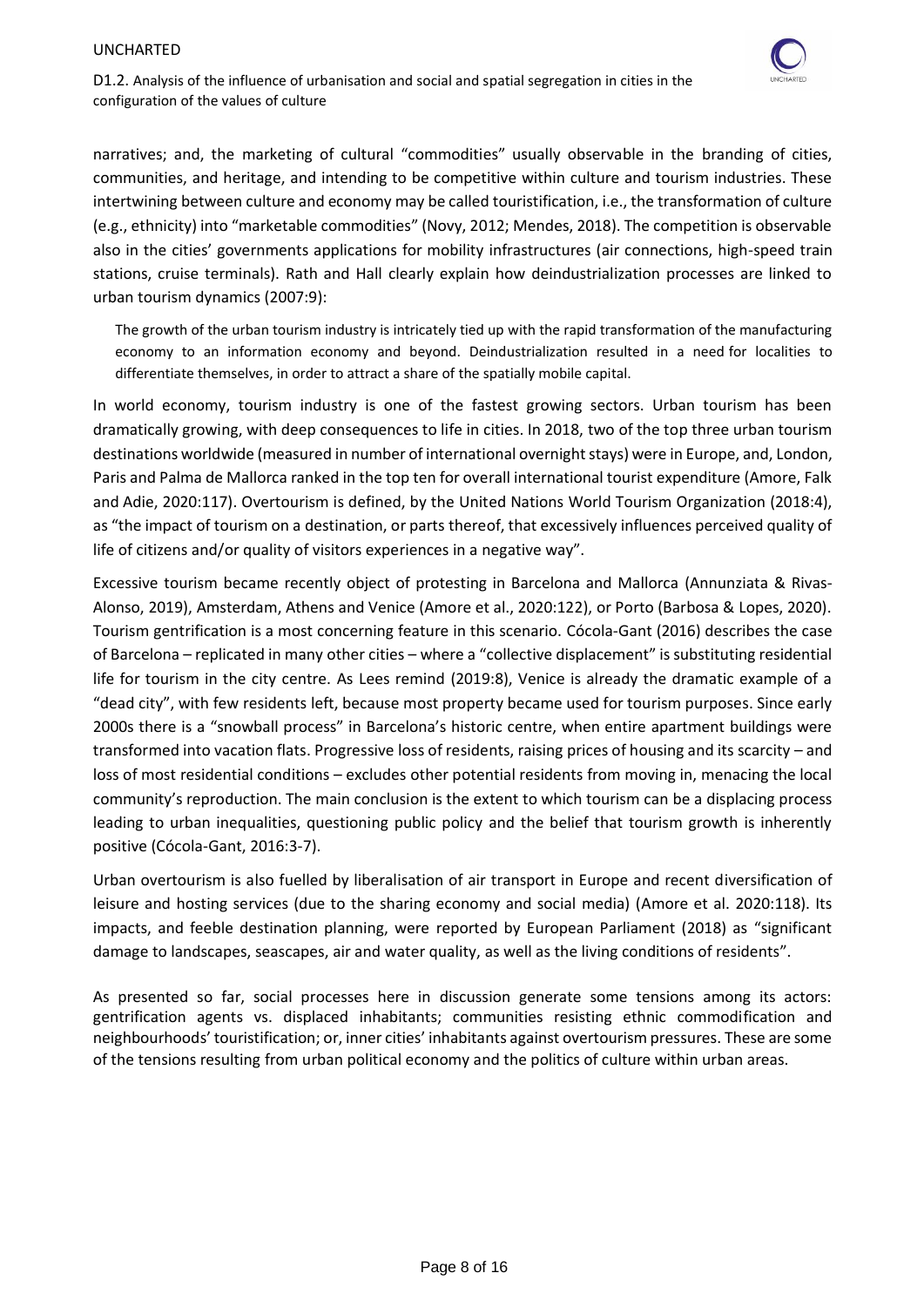narratives; and, the marketing of cultural "commodities" usually observable in the branding of cities, communities, and heritage, and intending to be competitive within culture and tourism industries. These intertwining between culture and economy may be called touristification, i.e., the transformation of culture (e.g., ethnicity) into "marketable commodities" (Novy, 2012; Mendes, 2018). The competition is observable also in the cities' governments applications for mobility infrastructures (air connections, high-speed train stations, cruise terminals). Rath and Hall clearly explain how deindustrialization processes are linked to urban tourism dynamics (2007:9):

> The growth of the urban tourism industry is intricately tied up with the rapid transformation of the manufacturing economy to an information economy and beyond. Deindustrialization resulted in a need for localities to differentiate themselves, in order to attract a share of the spatially mobile capital.

In world economy, tourism industry is one of the fastest growing sectors. Urban tourism has been dramatically growing, with deep consequences to life in cities. In 2018, two of the top three urban tourism destinations worldwide (measured in number of international overnight stays) were in Europe, and, London, Paris and Palma de Mallorca ranked in the top ten for overall international tourist expenditure (Amore, Falk and Adie, 2020:117). Overtourism is defined, by the United Nations World Tourism Organization (2018:4), as "the impact of tourism on a destination, or parts thereof, that excessively influences perceived quality of life of citizens and/or quality of visitors experiences in a negative way".

Excessive tourism became recently object of protesting in Barcelona and Mallorca (Annunziata & Rivas-Alonso, 2019), Amsterdam, Athens and Venice (Amore et al., 2020:122), or Porto (Barbosa & Lopes, 2020). Tourism gentrification is a most concerning feature in this scenario. Cócola-Gant (2016) describes the case of Barcelona – replicated in many other cities – where a "collective displacement" is substituting residential life for tourism in the city centre. As Lees remind (2019:8), Venice is already the dramatic example of a "dead city", with few residents left, because most property became used for tourism purposes. Since early 2000s there is a "snowball process" in Barcelona's historic centre, when entire apartment buildings were transformed into vacation flats. Progressive loss of residents, raising prices of housing and its scarcity – and loss of most residential conditions – excludes other potential residents from moving in, menacing the local community's reproduction. The main conclusion is the extent to which tourism can be a displacing process leading to urban inequalities, questioning public policy and the belief that tourism growth is inherently positive (Cócola-Gant, 2016:3-7).

Urban overtourism is also fuelled by liberalisation of air transport in Europe and recent diversification of leisure and hosting services (due to the sharing economy and social media) (Amore et al. 2020:118). Its impacts, and feeble destination planning, were reported by European Parliament (2018) as "significant damage to landscapes, seascapes, air and water quality, as well as the living conditions of residents".

As presented so far, social processes here in discussion generate some tensions among its actors: gentrification agents vs. displaced inhabitants; communities resisting ethnic commodification and neighbourhoods' touristification; or, inner cities' inhabitants against overtourism pressures. These are some of the tensions resulting from urban political economy and the politics of culture within urban areas.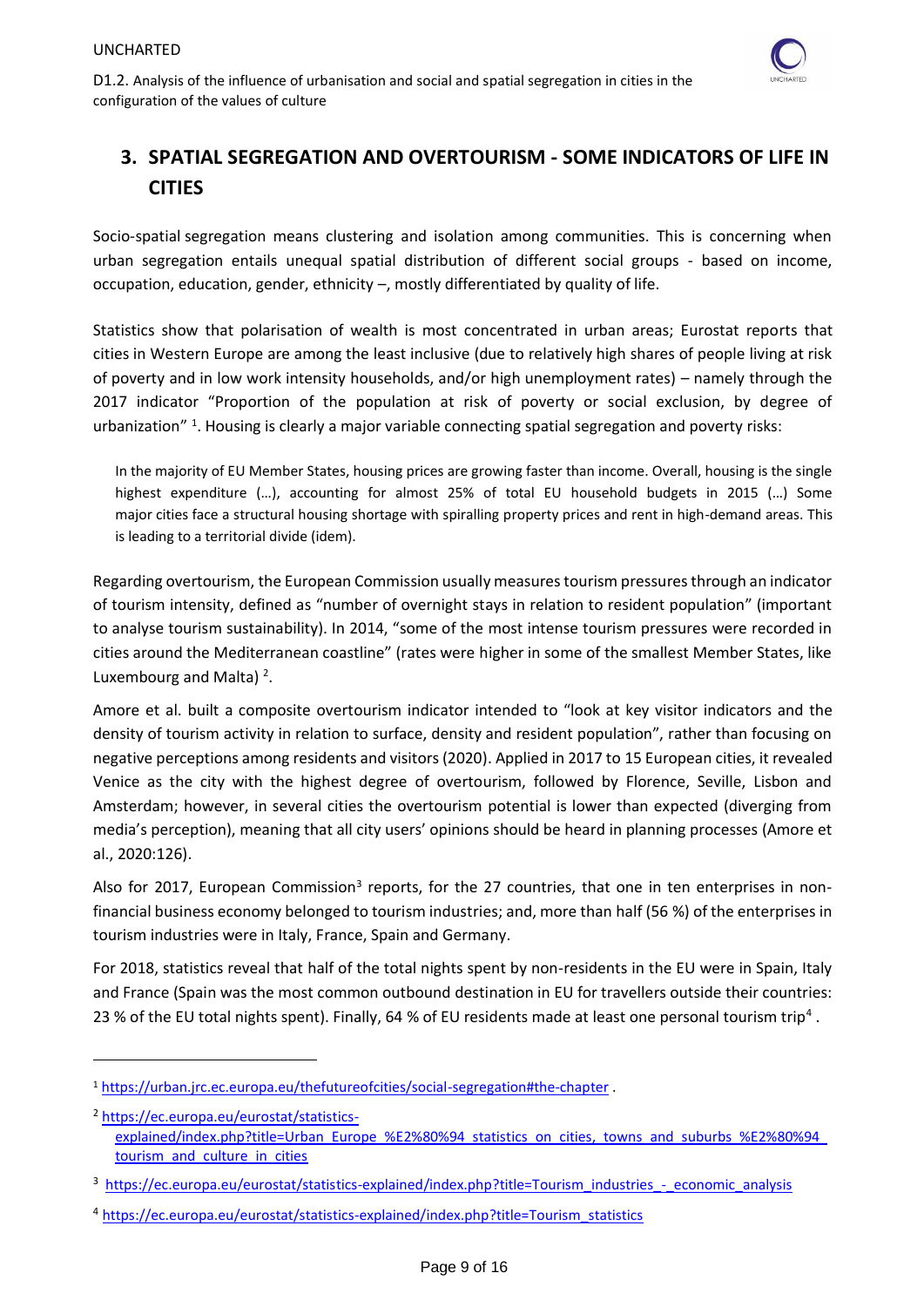## 3. SPATIAL SEGREGATION AND OVERTOURISM - SOME INDICATORS OF LIFE IN CITIES

Socio-spatial segregation means clustering and isolation among communities. This is concerning when urban segregation entails unequal spatial distribution of different social groups - based on income, occupation, education, gender, ethnicity –, mostly differentiated by quality of life.

Statistics show that polarisation of wealth is most concentrated in urban areas; Eurostat reports that cities in Western Europe are among the least inclusive (due to relatively high shares of people living at risk of poverty and in low work intensity households, and/or high unemployment rates) – namely through the 2017 indicator "Proportion of the population at risk of poverty or social exclusion, by degree of urbanization" [1]. Housing is clearly a major variable connecting spatial segregation and poverty risks:

> In the majority of EU Member States, housing prices are growing faster than income. Overall, housing is the single highest expenditure (…), accounting for almost 25% of total EU household budgets in 2015 (…) Some major cities face a structural housing shortage with spiralling property prices and rent in high-demand areas. This is leading to a territorial divide (idem).

Regarding overtourism, the European Commission usually measures tourism pressures through an indicator of tourism intensity, defined as "number of overnight stays in relation to resident population" (important to analyse tourism sustainability). In 2014, "some of the most intense tourism pressures were recorded in cities around the Mediterranean coastline" (rates were higher in some of the smallest Member States, like Luxembourg and Malta) [2].

Amore et al. built a composite overtourism indicator intended to "look at key visitor indicators and the density of tourism activity in relation to surface, density and resident population", rather than focusing on negative perceptions among residents and visitors (2020). Applied in 2017 to 15 European cities, it revealed Venice as the city with the highest degree of overtourism, followed by Florence, Seville, Lisbon and Amsterdam; however, in several cities the overtourism potential is lower than expected (diverging from media's perception), meaning that all city users' opinions should be heard in planning processes (Amore et al., 2020:126).

Also for 2017, European Commission[3] reports, for the 27 countries, that one in ten enterprises in non-financial business economy belonged to tourism industries; and, more than half (56 %) of the enterprises in tourism industries were in Italy, France, Spain and Germany.

For 2018, statistics reveal that half of the total nights spent by non-residents in the EU were in Spain, Italy and France (Spain was the most common outbound destination in EU for travellers outside their countries: 23 % of the EU total nights spent). Finally, 64 % of EU residents made at least one personal tourism trip[4] .

---

[1] https://urban.jrc.ec.europa.eu/thefutureofcities/social-segregation#the-chapter .

[2] https://ec.europa.eu/eurostat/statistics-explained/index.php?title=Urban_Europe_%E2%80%94_statistics_on_cities,_towns_and_suburbs_%E2%80%94_tourism_and_culture_in_cities

[3] https://ec.europa.eu/eurostat/statistics-explained/index.php?title=Tourism_industries_-_economic_analysis

[4] https://ec.europa.eu/eurostat/statistics-explained/index.php?title=Tourism_statistics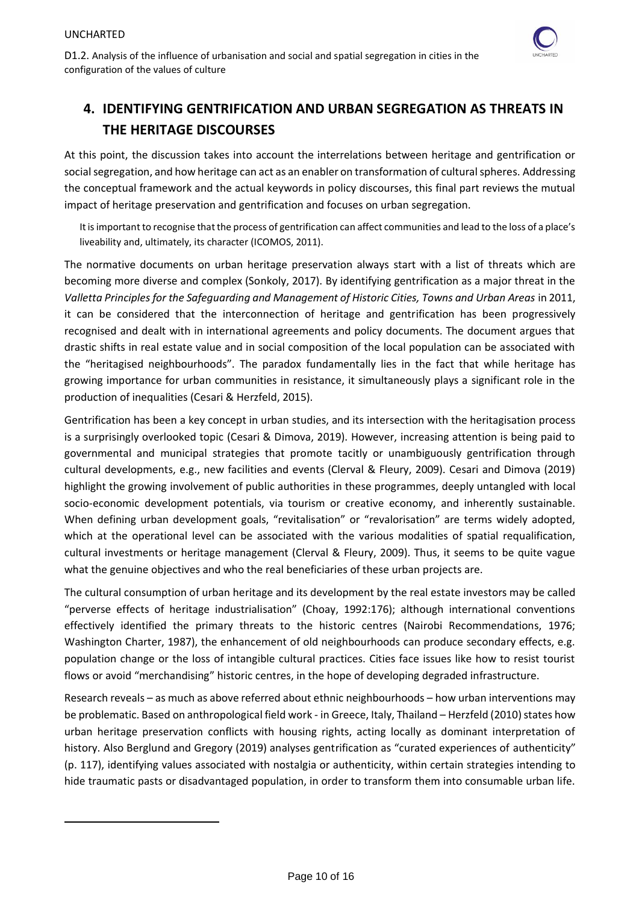## 4. IDENTIFYING GENTRIFICATION AND URBAN SEGREGATION AS THREATS IN THE HERITAGE DISCOURSES

At this point, the discussion takes into account the interrelations between heritage and gentrification or social segregation, and how heritage can act as an enabler on transformation of cultural spheres. Addressing the conceptual framework and the actual keywords in policy discourses, this final part reviews the mutual impact of heritage preservation and gentrification and focuses on urban segregation.

> It is important to recognise that the process of gentrification can affect communities and lead to the loss of a place's liveability and, ultimately, its character (ICOMOS, 2011).

The normative documents on urban heritage preservation always start with a list of threats which are becoming more diverse and complex (Sonkoly, 2017). By identifying gentrification as a major threat in the *Valletta Principles for the Safeguarding and Management of Historic Cities, Towns and Urban Areas* in 2011, it can be considered that the interconnection of heritage and gentrification has been progressively recognised and dealt with in international agreements and policy documents. The document argues that drastic shifts in real estate value and in social composition of the local population can be associated with the "heritagised neighbourhoods". The paradox fundamentally lies in the fact that while heritage has growing importance for urban communities in resistance, it simultaneously plays a significant role in the production of inequalities (Cesari & Herzfeld, 2015).

Gentrification has been a key concept in urban studies, and its intersection with the heritagisation process is a surprisingly overlooked topic (Cesari & Dimova, 2019). However, increasing attention is being paid to governmental and municipal strategies that promote tacitly or unambiguously gentrification through cultural developments, e.g., new facilities and events (Clerval & Fleury, 2009). Cesari and Dimova (2019) highlight the growing involvement of public authorities in these programmes, deeply untangled with local socio-economic development potentials, via tourism or creative economy, and inherently sustainable. When defining urban development goals, "revitalisation" or "revalorisation" are terms widely adopted, which at the operational level can be associated with the various modalities of spatial requalification, cultural investments or heritage management (Clerval & Fleury, 2009). Thus, it seems to be quite vague what the genuine objectives and who the real beneficiaries of these urban projects are.

The cultural consumption of urban heritage and its development by the real estate investors may be called "perverse effects of heritage industrialisation" (Choay, 1992:176); although international conventions effectively identified the primary threats to the historic centres (Nairobi Recommendations, 1976; Washington Charter, 1987), the enhancement of old neighbourhoods can produce secondary effects, e.g. population change or the loss of intangible cultural practices. Cities face issues like how to resist tourist flows or avoid "merchandising" historic centres, in the hope of developing degraded infrastructure.

Research reveals – as much as above referred about ethnic neighbourhoods – how urban interventions may be problematic. Based on anthropological field work - in Greece, Italy, Thailand – Herzfeld (2010) states how urban heritage preservation conflicts with housing rights, acting locally as dominant interpretation of history. Also Berglund and Gregory (2019) analyses gentrification as "curated experiences of authenticity" (p. 117), identifying values associated with nostalgia or authenticity, within certain strategies intending to hide traumatic pasts or disadvantaged population, in order to transform them into consumable urban life.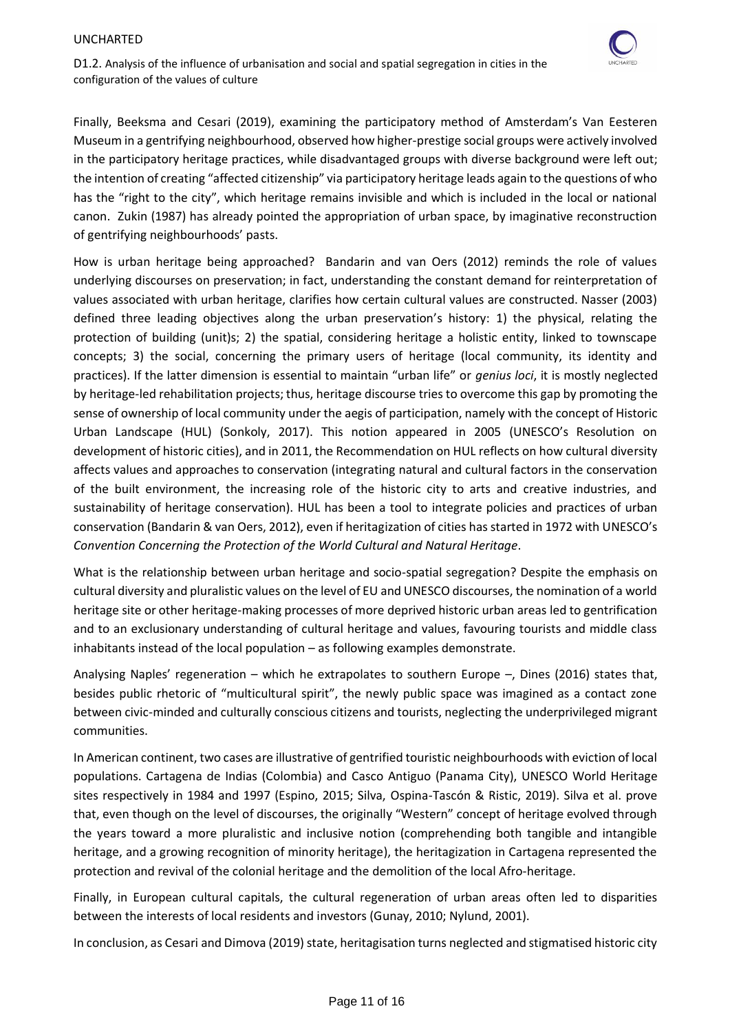Finally, Beeksma and Cesari (2019), examining the participatory method of Amsterdam's Van Eesteren Museum in a gentrifying neighbourhood, observed how higher-prestige social groups were actively involved in the participatory heritage practices, while disadvantaged groups with diverse background were left out; the intention of creating "affected citizenship" via participatory heritage leads again to the questions of who has the "right to the city", which heritage remains invisible and which is included in the local or national canon. Zukin (1987) has already pointed the appropriation of urban space, by imaginative reconstruction of gentrifying neighbourhoods' pasts.

How is urban heritage being approached? Bandarin and van Oers (2012) reminds the role of values underlying discourses on preservation; in fact, understanding the constant demand for reinterpretation of values associated with urban heritage, clarifies how certain cultural values are constructed. Nasser (2003) defined three leading objectives along the urban preservation's history: 1) the physical, relating the protection of building (unit)s; 2) the spatial, considering heritage a holistic entity, linked to townscape concepts; 3) the social, concerning the primary users of heritage (local community, its identity and practices). If the latter dimension is essential to maintain "urban life" or *genius loci*, it is mostly neglected by heritage-led rehabilitation projects; thus, heritage discourse tries to overcome this gap by promoting the sense of ownership of local community under the aegis of participation, namely with the concept of Historic Urban Landscape (HUL) (Sonkoly, 2017). This notion appeared in 2005 (UNESCO's Resolution on development of historic cities), and in 2011, the Recommendation on HUL reflects on how cultural diversity affects values and approaches to conservation (integrating natural and cultural factors in the conservation of the built environment, the increasing role of the historic city to arts and creative industries, and sustainability of heritage conservation). HUL has been a tool to integrate policies and practices of urban conservation (Bandarin & van Oers, 2012), even if heritagization of cities has started in 1972 with UNESCO's *Convention Concerning the Protection of the World Cultural and Natural Heritage*.

What is the relationship between urban heritage and socio-spatial segregation? Despite the emphasis on cultural diversity and pluralistic values on the level of EU and UNESCO discourses, the nomination of a world heritage site or other heritage-making processes of more deprived historic urban areas led to gentrification and to an exclusionary understanding of cultural heritage and values, favouring tourists and middle class inhabitants instead of the local population – as following examples demonstrate.

Analysing Naples' regeneration – which he extrapolates to southern Europe –, Dines (2016) states that, besides public rhetoric of "multicultural spirit", the newly public space was imagined as a contact zone between civic-minded and culturally conscious citizens and tourists, neglecting the underprivileged migrant communities.

In American continent, two cases are illustrative of gentrified touristic neighbourhoods with eviction of local populations. Cartagena de Indias (Colombia) and Casco Antiguo (Panama City), UNESCO World Heritage sites respectively in 1984 and 1997 (Espino, 2015; Silva, Ospina-Tascón & Ristic, 2019). Silva et al. prove that, even though on the level of discourses, the originally "Western" concept of heritage evolved through the years toward a more pluralistic and inclusive notion (comprehending both tangible and intangible heritage, and a growing recognition of minority heritage), the heritagization in Cartagena represented the protection and revival of the colonial heritage and the demolition of the local Afro-heritage.

Finally, in European cultural capitals, the cultural regeneration of urban areas often led to disparities between the interests of local residents and investors (Gunay, 2010; Nylund, 2001).

In conclusion, as Cesari and Dimova (2019) state, heritagisation turns neglected and stigmatised historic city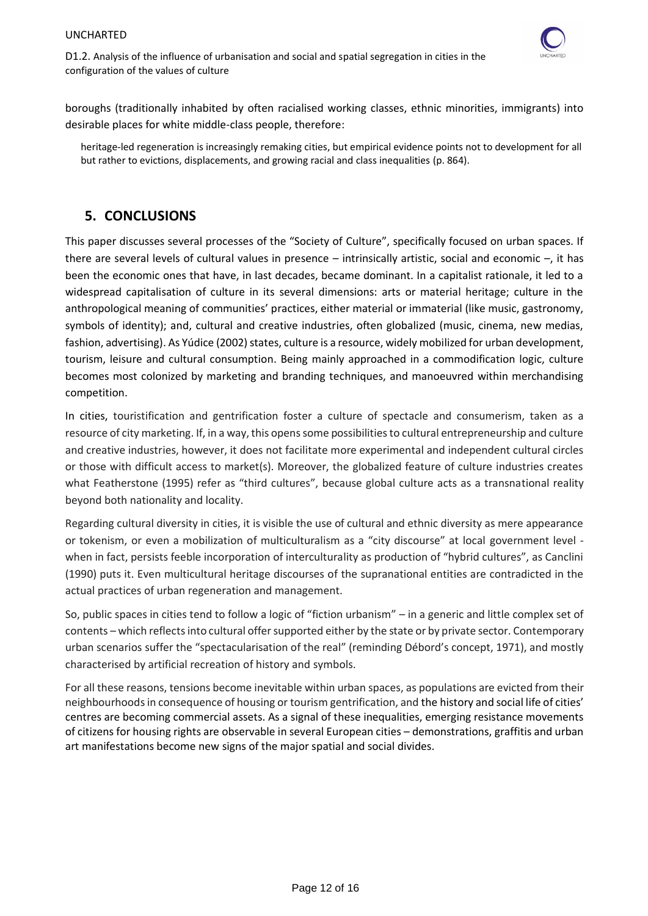boroughs (traditionally inhabited by often racialised working classes, ethnic minorities, immigrants) into desirable places for white middle-class people, therefore:

> heritage-led regeneration is increasingly remaking cities, but empirical evidence points not to development for all but rather to evictions, displacements, and growing racial and class inequalities (p. 864).

## 5. CONCLUSIONS

This paper discusses several processes of the "Society of Culture", specifically focused on urban spaces. If there are several levels of cultural values in presence – intrinsically artistic, social and economic –, it has been the economic ones that have, in last decades, became dominant. In a capitalist rationale, it led to a widespread capitalisation of culture in its several dimensions: arts or material heritage; culture in the anthropological meaning of communities' practices, either material or immaterial (like music, gastronomy, symbols of identity); and, cultural and creative industries, often globalized (music, cinema, new medias, fashion, advertising). As Yúdice (2002) states, culture is a resource, widely mobilized for urban development, tourism, leisure and cultural consumption. Being mainly approached in a commodification logic, culture becomes most colonized by marketing and branding techniques, and manoeuvred within merchandising competition.

In cities, touristification and gentrification foster a culture of spectacle and consumerism, taken as a resource of city marketing. If, in a way, this opens some possibilities to cultural entrepreneurship and culture and creative industries, however, it does not facilitate more experimental and independent cultural circles or those with difficult access to market(s). Moreover, the globalized feature of culture industries creates what Featherstone (1995) refer as "third cultures", because global culture acts as a transnational reality beyond both nationality and locality.

Regarding cultural diversity in cities, it is visible the use of cultural and ethnic diversity as mere appearance or tokenism, or even a mobilization of multiculturalism as a "city discourse" at local government level - when in fact, persists feeble incorporation of interculturality as production of "hybrid cultures", as Canclini (1990) puts it. Even multicultural heritage discourses of the supranational entities are contradicted in the actual practices of urban regeneration and management.

So, public spaces in cities tend to follow a logic of "fiction urbanism" – in a generic and little complex set of contents – which reflects into cultural offer supported either by the state or by private sector. Contemporary urban scenarios suffer the "spectacularisation of the real" (reminding Débord's concept, 1971), and mostly characterised by artificial recreation of history and symbols.

For all these reasons, tensions become inevitable within urban spaces, as populations are evicted from their neighbourhoods in consequence of housing or tourism gentrification, and the history and social life of cities' centres are becoming commercial assets. As a signal of these inequalities, emerging resistance movements of citizens for housing rights are observable in several European cities – demonstrations, graffitis and urban art manifestations become new signs of the major spatial and social divides.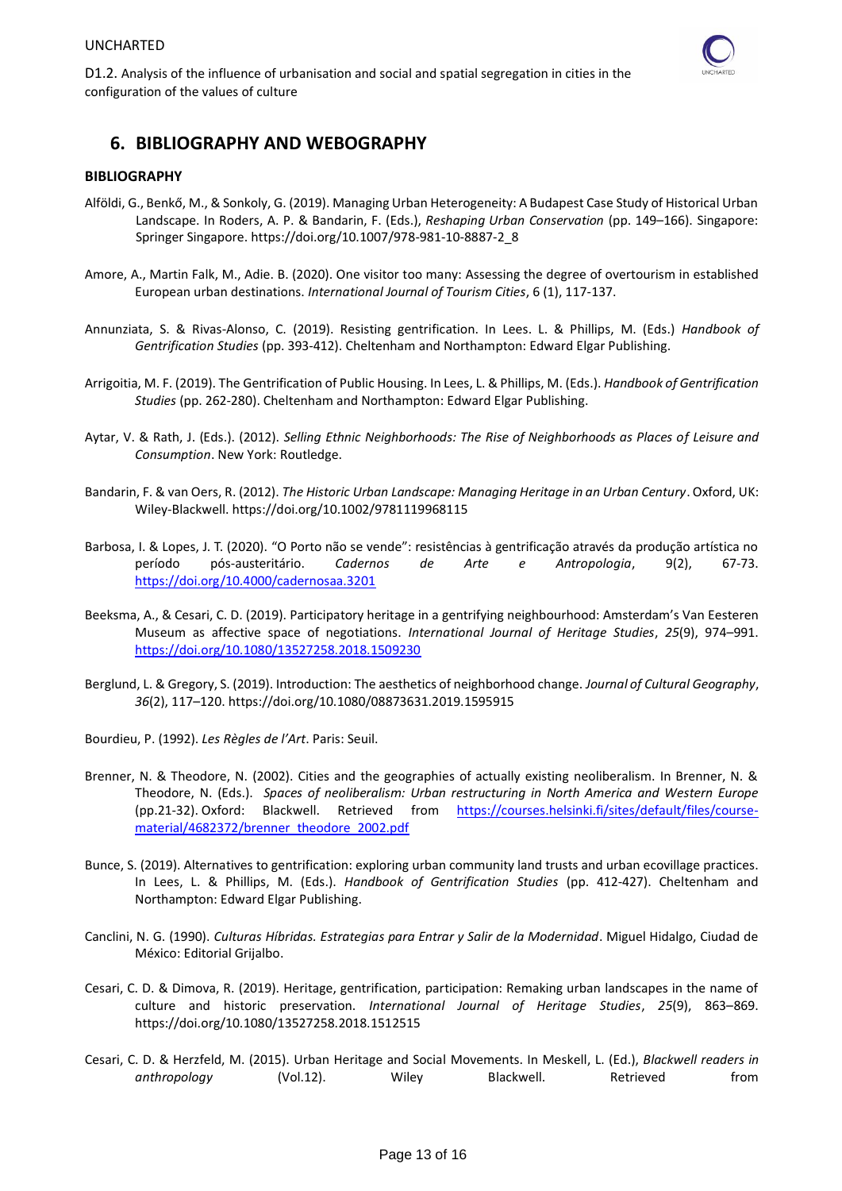## 6. BIBLIOGRAPHY AND WEBOGRAPHY

### BIBLIOGRAPHY

Alföldi, G., Benkő, M., & Sonkoly, G. (2019). Managing Urban Heterogeneity: A Budapest Case Study of Historical Urban Landscape. In Roders, A. P. & Bandarin, F. (Eds.), *Reshaping Urban Conservation* (pp. 149–166). Singapore: Springer Singapore. https://doi.org/10.1007/978-981-10-8887-2_8

Amore, A., Martin Falk, M., Adie. B. (2020). One visitor too many: Assessing the degree of overtourism in established European urban destinations. *International Journal of Tourism Cities*, 6 (1), 117-137.

Annunziata, S. & Rivas-Alonso, C. (2019). Resisting gentrification. In Lees. L. & Phillips, M. (Eds.) *Handbook of Gentrification Studies* (pp. 393-412). Cheltenham and Northampton: Edward Elgar Publishing.

Arrigoitia, M. F. (2019). The Gentrification of Public Housing. In Lees, L. & Phillips, M. (Eds.). *Handbook of Gentrification Studies* (pp. 262-280). Cheltenham and Northampton: Edward Elgar Publishing.

Aytar, V. & Rath, J. (Eds.). (2012). *Selling Ethnic Neighborhoods: The Rise of Neighborhoods as Places of Leisure and Consumption*. New York: Routledge.

Bandarin, F. & van Oers, R. (2012). *The Historic Urban Landscape: Managing Heritage in an Urban Century*. Oxford, UK: Wiley-Blackwell. https://doi.org/10.1002/9781119968115

Barbosa, I. & Lopes, J. T. (2020). "O Porto não se vende": resistências à gentrificação através da produção artística no período pós-austeritário. *Cadernos de Arte e Antropologia*, 9(2), 67-73. https://doi.org/10.4000/cadernosaa.3201

Beeksma, A., & Cesari, C. D. (2019). Participatory heritage in a gentrifying neighbourhood: Amsterdam's Van Eesteren Museum as affective space of negotiations. *International Journal of Heritage Studies*, *25*(9), 974–991. https://doi.org/10.1080/13527258.2018.1509230

Berglund, L. & Gregory, S. (2019). Introduction: The aesthetics of neighborhood change. *Journal of Cultural Geography*, *36*(2), 117–120. https://doi.org/10.1080/08873631.2019.1595915

Bourdieu, P. (1992). *Les Règles de l'Art*. Paris: Seuil.

Brenner, N. & Theodore, N. (2002). Cities and the geographies of actually existing neoliberalism. In Brenner, N. & Theodore, N. (Eds.). *Spaces of neoliberalism: Urban restructuring in North America and Western Europe* (pp.21-32). Oxford: Blackwell. Retrieved from https://courses.helsinki.fi/sites/default/files/course-material/4682372/brenner_theodore_2002.pdf

Bunce, S. (2019). Alternatives to gentrification: exploring urban community land trusts and urban ecovillage practices. In Lees, L. & Phillips, M. (Eds.). *Handbook of Gentrification Studies* (pp. 412-427). Cheltenham and Northampton: Edward Elgar Publishing.

Canclini, N. G. (1990). *Culturas Híbridas. Estrategias para Entrar y Salir de la Modernidad*. Miguel Hidalgo, Ciudad de México: Editorial Grijalbo.

Cesari, C. D. & Dimova, R. (2019). Heritage, gentrification, participation: Remaking urban landscapes in the name of culture and historic preservation. *International Journal of Heritage Studies*, *25*(9), 863–869. https://doi.org/10.1080/13527258.2018.1512515

Cesari, C. D. & Herzfeld, M. (2015). Urban Heritage and Social Movements. In Meskell, L. (Ed.), *Blackwell readers in anthropology* (Vol.12). Wiley Blackwell. Retrieved from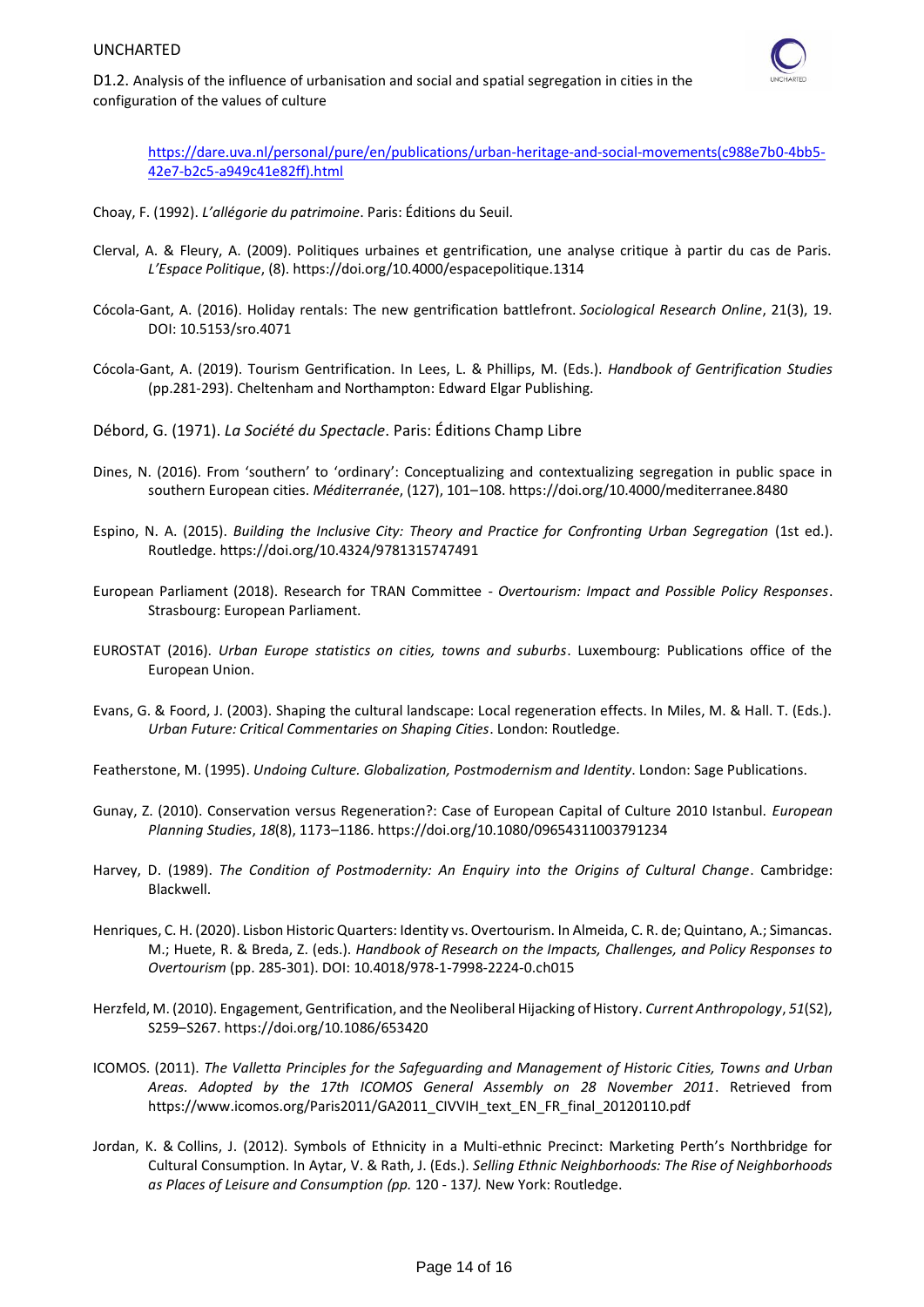https://dare.uva.nl/personal/pure/en/publications/urban-heritage-and-social-movements(c988e7b0-4bb5-42e7-b2c5-a949c41e82ff).html

Choay, F. (1992). *L'allégorie du patrimoine*. Paris: Éditions du Seuil.

Clerval, A. & Fleury, A. (2009). Politiques urbaines et gentrification, une analyse critique à partir du cas de Paris. *L'Espace Politique*, (8). https://doi.org/10.4000/espacepolitique.1314

Cócola-Gant, A. (2016). Holiday rentals: The new gentrification battlefront. *Sociological Research Online*, 21(3), 19. DOI: 10.5153/sro.4071

Cócola-Gant, A. (2019). Tourism Gentrification. In Lees, L. & Phillips, M. (Eds.). *Handbook of Gentrification Studies* (pp.281-293). Cheltenham and Northampton: Edward Elgar Publishing.

Débord, G. (1971). *La Société du Spectacle*. Paris: Éditions Champ Libre

Dines, N. (2016). From 'southern' to 'ordinary': Conceptualizing and contextualizing segregation in public space in southern European cities. *Méditerranée*, (127), 101–108. https://doi.org/10.4000/mediterranee.8480

Espino, N. A. (2015). *Building the Inclusive City: Theory and Practice for Confronting Urban Segregation* (1st ed.). Routledge. https://doi.org/10.4324/9781315747491

European Parliament (2018). Research for TRAN Committee - *Overtourism: Impact and Possible Policy Responses*. Strasbourg: European Parliament.

EUROSTAT (2016). *Urban Europe statistics on cities, towns and suburbs*. Luxembourg: Publications office of the European Union.

Evans, G. & Foord, J. (2003). Shaping the cultural landscape: Local regeneration effects. In Miles, M. & Hall. T. (Eds.). *Urban Future: Critical Commentaries on Shaping Cities*. London: Routledge.

Featherstone, M. (1995). *Undoing Culture. Globalization, Postmodernism and Identity*. London: Sage Publications.

Gunay, Z. (2010). Conservation versus Regeneration?: Case of European Capital of Culture 2010 Istanbul. *European Planning Studies*, *18*(8), 1173–1186. https://doi.org/10.1080/09654311003791234

Harvey, D. (1989). *The Condition of Postmodernity: An Enquiry into the Origins of Cultural Change*. Cambridge: Blackwell.

Henriques, C. H. (2020). Lisbon Historic Quarters: Identity vs. Overtourism. In Almeida, C. R. de; Quintano, A.; Simancas. M.; Huete, R. & Breda, Z. (eds.). *Handbook of Research on the Impacts, Challenges, and Policy Responses to Overtourism* (pp. 285-301). DOI: 10.4018/978-1-7998-2224-0.ch015

Herzfeld, M. (2010). Engagement, Gentrification, and the Neoliberal Hijacking of History. *Current Anthropology*, *51*(S2), S259–S267. https://doi.org/10.1086/653420

ICOMOS. (2011). *The Valletta Principles for the Safeguarding and Management of Historic Cities, Towns and Urban Areas. Adopted by the 17th ICOMOS General Assembly on 28 November 2011*. Retrieved from https://www.icomos.org/Paris2011/GA2011_CIVVIH_text_EN_FR_final_20120110.pdf

Jordan, K. & Collins, J. (2012). Symbols of Ethnicity in a Multi-ethnic Precinct: Marketing Perth's Northbridge for Cultural Consumption. In Aytar, V. & Rath, J. (Eds.). *Selling Ethnic Neighborhoods: The Rise of Neighborhoods as Places of Leisure and Consumption (pp.* 120 - 137*).* New York: Routledge.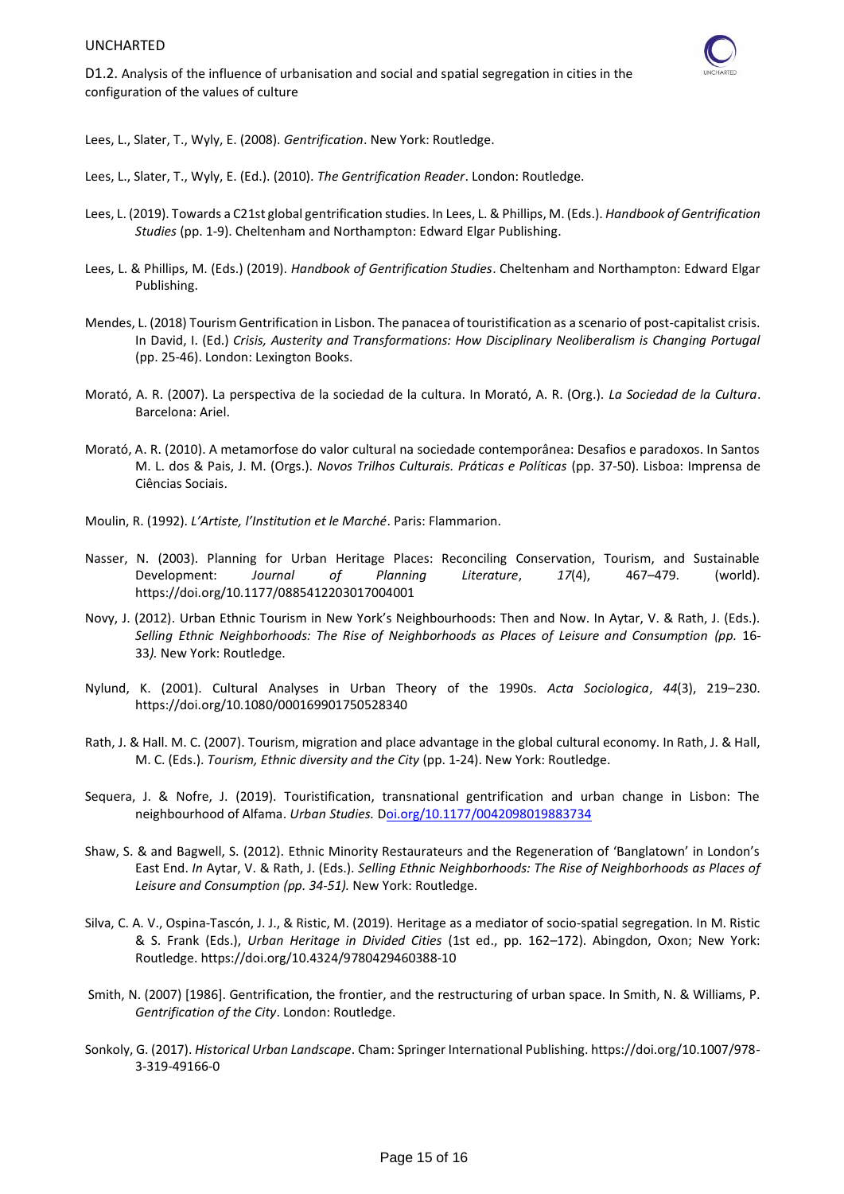Lees, L., Slater, T., Wyly, E. (2008). *Gentrification*. New York: Routledge.

Lees, L., Slater, T., Wyly, E. (Ed.). (2010). *The Gentrification Reader*. London: Routledge.

Lees, L. (2019). Towards a C21st global gentrification studies. In Lees, L. & Phillips, M. (Eds.). *Handbook of Gentrification Studies* (pp. 1-9). Cheltenham and Northampton: Edward Elgar Publishing.

Lees, L. & Phillips, M. (Eds.) (2019). *Handbook of Gentrification Studies*. Cheltenham and Northampton: Edward Elgar Publishing.

Mendes, L. (2018) Tourism Gentrification in Lisbon. The panacea of touristification as a scenario of post-capitalist crisis. In David, I. (Ed.) *Crisis, Austerity and Transformations: How Disciplinary Neoliberalism is Changing Portugal* (pp. 25-46). London: Lexington Books.

Morató, A. R. (2007). La perspectiva de la sociedad de la cultura. In Morató, A. R. (Org.). *La Sociedad de la Cultura*. Barcelona: Ariel.

Morató, A. R. (2010). A metamorfose do valor cultural na sociedade contemporânea: Desafios e paradoxos. In Santos M. L. dos & Pais, J. M. (Orgs.). *Novos Trilhos Culturais. Práticas e Políticas* (pp. 37-50). Lisboa: Imprensa de Ciências Sociais.

Moulin, R. (1992). *L'Artiste, l'Institution et le Marché*. Paris: Flammarion.

Nasser, N. (2003). Planning for Urban Heritage Places: Reconciling Conservation, Tourism, and Sustainable Development: *Journal of Planning Literature*, *17*(4), 467–479. (world). https://doi.org/10.1177/0885412203017004001

Novy, J. (2012). Urban Ethnic Tourism in New York's Neighbourhoods: Then and Now. In Aytar, V. & Rath, J. (Eds.). *Selling Ethnic Neighborhoods: The Rise of Neighborhoods as Places of Leisure and Consumption (pp.* 16-33*).* New York: Routledge.

Nylund, K. (2001). Cultural Analyses in Urban Theory of the 1990s. *Acta Sociologica*, *44*(3), 219–230. https://doi.org/10.1080/000169901750528340

Rath, J. & Hall. M. C. (2007). Tourism, migration and place advantage in the global cultural economy. In Rath, J. & Hall, M. C. (Eds.). *Tourism, Ethnic diversity and the City* (pp. 1-24). New York: Routledge.

Sequera, J. & Nofre, J. (2019). Touristification, transnational gentrification and urban change in Lisbon: The neighbourhood of Alfama. *Urban Studies.* Doi.org/10.1177/0042098019883734

Shaw, S. & and Bagwell, S. (2012). Ethnic Minority Restaurateurs and the Regeneration of 'Banglatown' in London's East End. *In* Aytar, V. & Rath, J. (Eds.). *Selling Ethnic Neighborhoods: The Rise of Neighborhoods as Places of Leisure and Consumption (pp. 34-51).* New York: Routledge.

Silva, C. A. V., Ospina-Tascón, J. J., & Ristic, M. (2019). Heritage as a mediator of socio-spatial segregation. In M. Ristic & S. Frank (Eds.), *Urban Heritage in Divided Cities* (1st ed., pp. 162–172). Abingdon, Oxon; New York: Routledge. https://doi.org/10.4324/9780429460388-10

Smith, N. (2007) [1986]. Gentrification, the frontier, and the restructuring of urban space. In Smith, N. & Williams, P. *Gentrification of the City*. London: Routledge.

Sonkoly, G. (2017). *Historical Urban Landscape*. Cham: Springer International Publishing. https://doi.org/10.1007/978-3-319-49166-0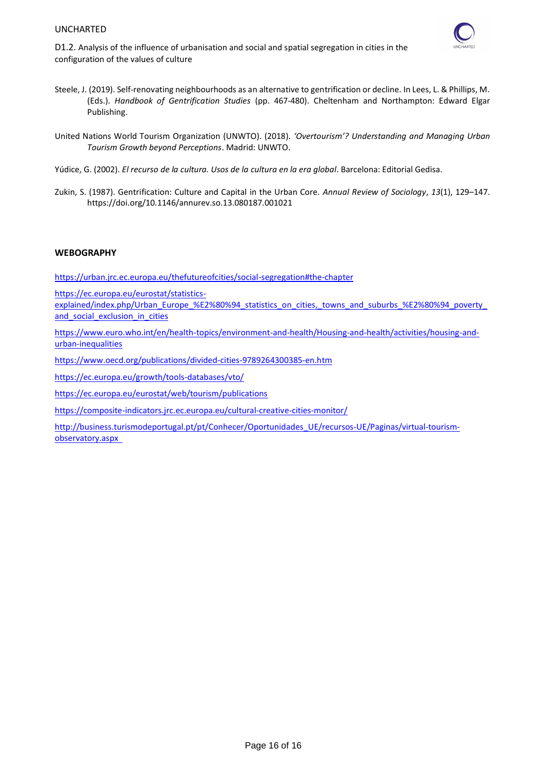Steele, J. (2019). Self-renovating neighbourhoods as an alternative to gentrification or decline. In Lees, L. & Phillips, M. (Eds.). *Handbook of Gentrification Studies* (pp. 467-480). Cheltenham and Northampton: Edward Elgar Publishing.

United Nations World Tourism Organization (UNWTO). (2018). *'Overtourism'? Understanding and Managing Urban Tourism Growth beyond Perceptions*. Madrid: UNWTO.

Yúdice, G. (2002). *El recurso de la cultura. Usos de la cultura en la era global*. Barcelona: Editorial Gedisa.

Zukin, S. (1987). Gentrification: Culture and Capital in the Urban Core. *Annual Review of Sociology*, *13*(1), 129–147. https://doi.org/10.1146/annurev.so.13.080187.001021

**WEBOGRAPHY**

https://urban.jrc.ec.europa.eu/thefutureofcities/social-segregation#the-chapter

https://ec.europa.eu/eurostat/statistics-explained/index.php/Urban_Europe_%E2%80%94_statistics_on_cities,_towns_and_suburbs_%E2%80%94_poverty_and_social_exclusion_in_cities

https://www.euro.who.int/en/health-topics/environment-and-health/Housing-and-health/activities/housing-and-urban-inequalities

https://www.oecd.org/publications/divided-cities-9789264300385-en.htm

https://ec.europa.eu/growth/tools-databases/vto/

https://ec.europa.eu/eurostat/web/tourism/publications

https://composite-indicators.jrc.ec.europa.eu/cultural-creative-cities-monitor/

http://business.turismodeportugal.pt/pt/Conhecer/Oportunidades_UE/recursos-UE/Paginas/virtual-tourism-observatory.aspx